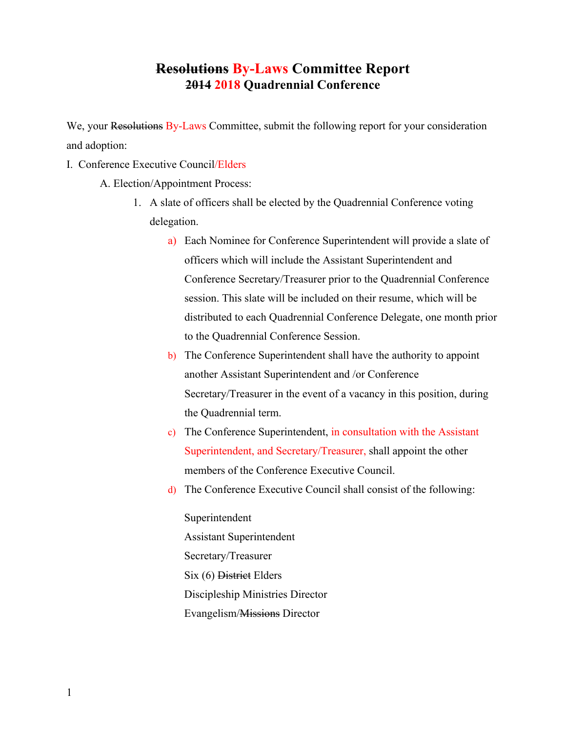# ~~Resolutions~~ By-Laws Committee Report
## ~~2014~~ 2018 Quadrennial Conference

We, your ~~Resolutions~~ By-Laws Committee, submit the following report for your consideration and adoption:

I. Conference Executive Council/Elders

A. Election/Appointment Process:

1. A slate of officers shall be elected by the Quadrennial Conference voting delegation.

   a) Each Nominee for Conference Superintendent will provide a slate of officers which will include the Assistant Superintendent and Conference Secretary/Treasurer prior to the Quadrennial Conference session. This slate will be included on their resume, which will be distributed to each Quadrennial Conference Delegate, one month prior to the Quadrennial Conference Session.

   b) The Conference Superintendent shall have the authority to appoint another Assistant Superintendent and /or Conference Secretary/Treasurer in the event of a vacancy in this position, during the Quadrennial term.

   c) The Conference Superintendent, in consultation with the Assistant Superintendent, and Secretary/Treasurer, shall appoint the other members of the Conference Executive Council.

   d) The Conference Executive Council shall consist of the following:

      Superintendent
      Assistant Superintendent
      Secretary/Treasurer
      Six (6) ~~District~~ Elders
      Discipleship Ministries Director
      Evangelism/~~Missions~~ Director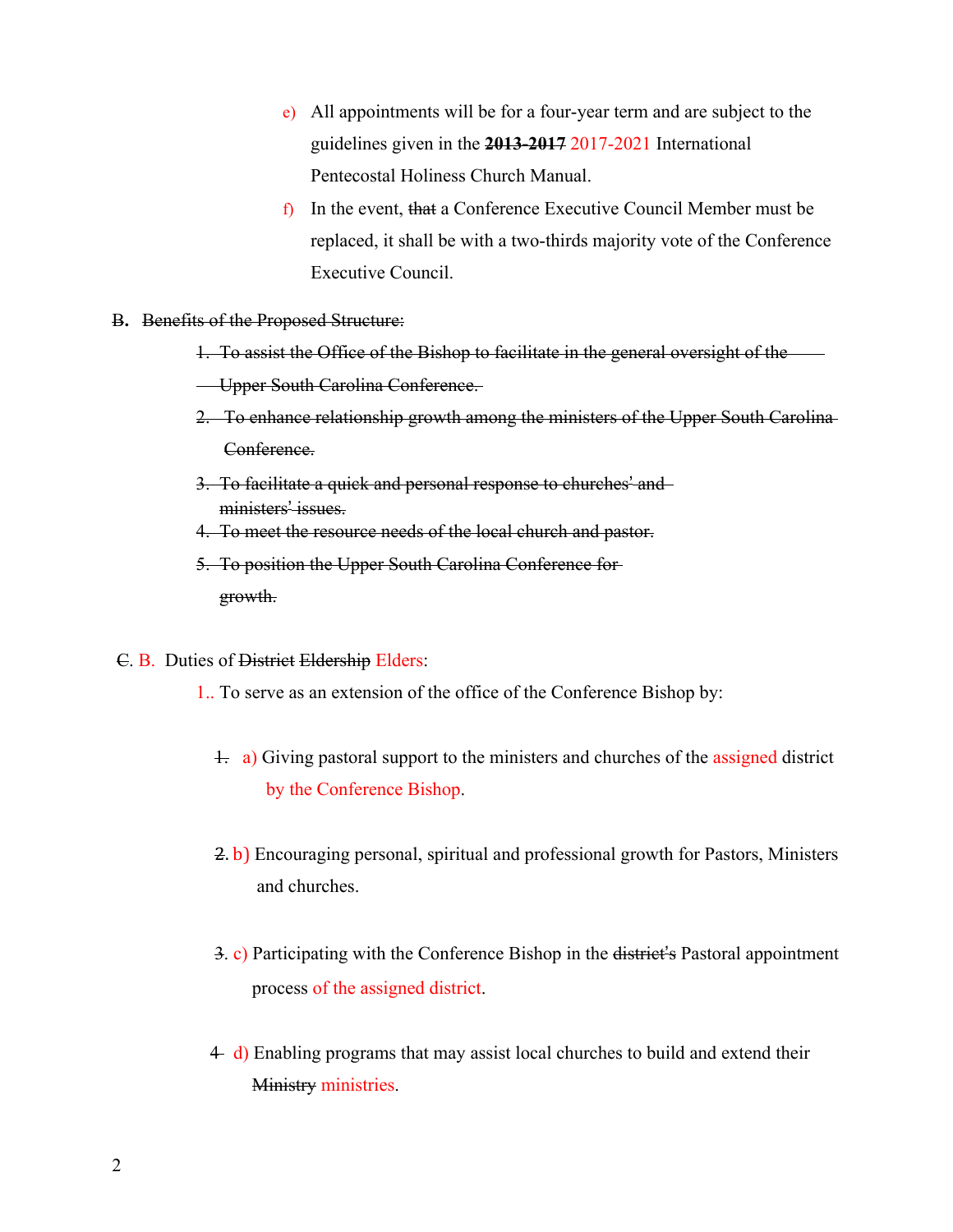e) All appointments will be for a four-year term and are subject to the guidelines given in the ~~**2013-2017**~~ 2017-2021 International Pentecostal Holiness Church Manual.

f) In the event, ~~that~~ a Conference Executive Council Member must be replaced, it shall be with a two-thirds majority vote of the Conference Executive Council.

~~**B.** Benefits of the Proposed Structure:~~

~~1. To assist the Office of the Bishop to facilitate in the general oversight of the Upper South Carolina Conference.~~

~~2. To enhance relationship growth among the ministers of the Upper South Carolina Conference.~~

~~3. To facilitate a quick and personal response to churches' and ministers' issues.~~

~~4. To meet the resource needs of the local church and pastor.~~

~~5. To position the Upper South Carolina Conference for growth.~~

~~C.~~ B. Duties of ~~District Eldership~~ Elders:

1.. To serve as an extension of the office of the Conference Bishop by:

~~1.~~ a) Giving pastoral support to the ministers and churches of the assigned district by the Conference Bishop.

~~2.~~ b) Encouraging personal, spiritual and professional growth for Pastors, Ministers and churches.

~~3.~~ c) Participating with the Conference Bishop in the ~~district's~~ Pastoral appointment process of the assigned district.

~~4~~ d) Enabling programs that may assist local churches to build and extend their ~~Ministry~~ ministries.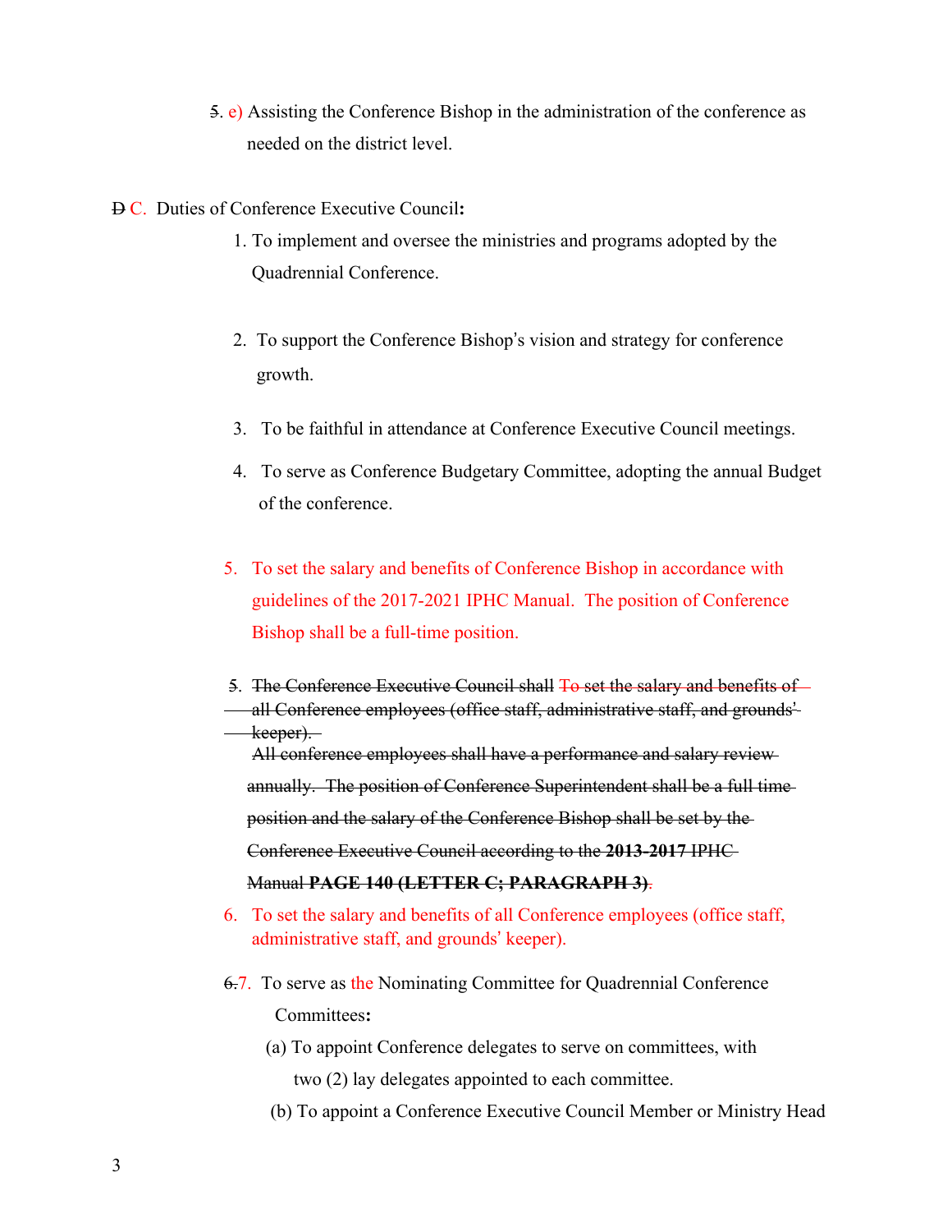~~5~~. e) Assisting the Conference Bishop in the administration of the conference as needed on the district level.

~~D~~ C. Duties of Conference Executive Council**:**

1. To implement and oversee the ministries and programs adopted by the Quadrennial Conference.

2. To support the Conference Bishop's vision and strategy for conference growth.

3. To be faithful in attendance at Conference Executive Council meetings.

4. To serve as Conference Budgetary Committee, adopting the annual Budget of the conference.

5. To set the salary and benefits of Conference Bishop in accordance with guidelines of the 2017-2021 IPHC Manual. The position of Conference Bishop shall be a full-time position.

~~5. The Conference Executive Council shall To set the salary and benefits of all Conference employees (office staff, administrative staff, and grounds' keeper).~~
~~All conference employees shall have a performance and salary review annually. The position of Conference Superintendent shall be a full time position and the salary of the Conference Bishop shall be set by the Conference Executive Council according to the **2013-2017** IPHC Manual **PAGE 140 (LETTER C; PARAGRAPH 3)**.~~

6. To set the salary and benefits of all Conference employees (office staff, administrative staff, and grounds' keeper).

~~6.~~7. To serve as the Nominating Committee for Quadrennial Conference Committees**:**
   (a) To appoint Conference delegates to serve on committees, with two (2) lay delegates appointed to each committee.
   (b) To appoint a Conference Executive Council Member or Ministry Head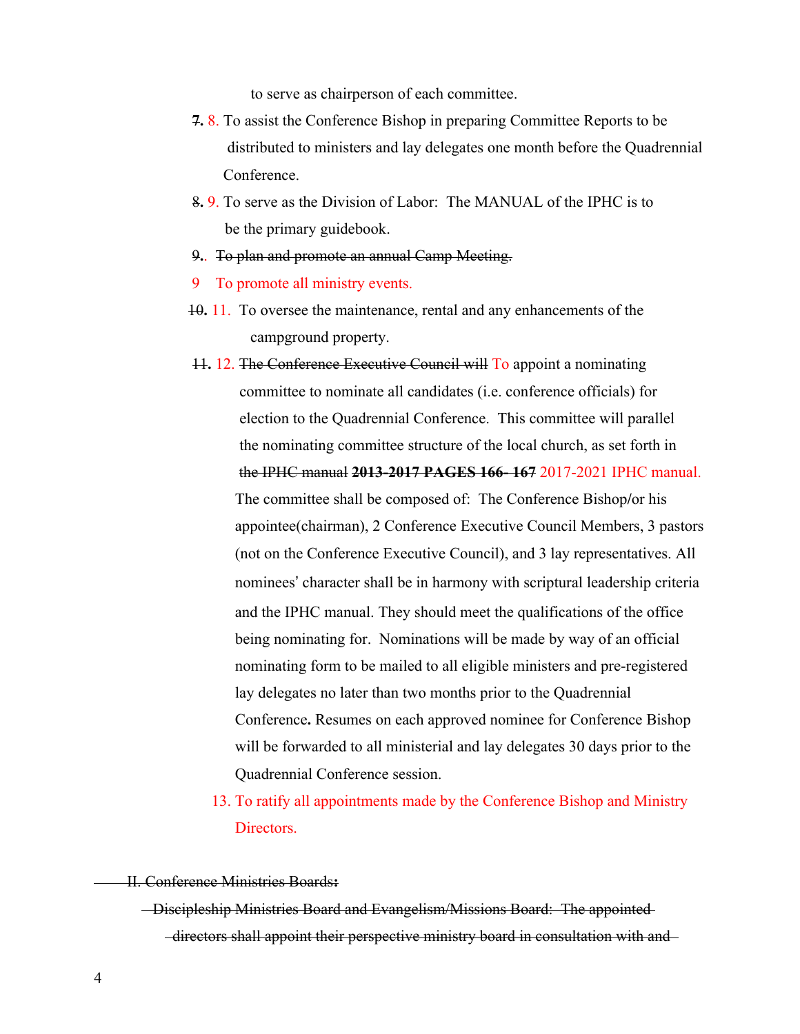to serve as chairperson of each committee.

~~7.~~ 8. To assist the Conference Bishop in preparing Committee Reports to be distributed to ministers and lay delegates one month before the Quadrennial Conference.

~~8.~~ 9. To serve as the Division of Labor: The MANUAL of the IPHC is to be the primary guidebook.

~~9.. To plan and promote an annual Camp Meeting.~~

9 To promote all ministry events.

~~10.~~ 11. To oversee the maintenance, rental and any enhancements of the campground property.

~~11.~~ 12. ~~The Conference Executive Council will~~ To appoint a nominating committee to nominate all candidates (i.e. conference officials) for election to the Quadrennial Conference. This committee will parallel the nominating committee structure of the local church, as set forth in ~~the IPHC manual **2013-2017 PAGES 166- 167**~~ 2017-2021 IPHC manual. The committee shall be composed of: The Conference Bishop/or his appointee(chairman), 2 Conference Executive Council Members, 3 pastors (not on the Conference Executive Council), and 3 lay representatives. All nominees' character shall be in harmony with scriptural leadership criteria and the IPHC manual. They should meet the qualifications of the office being nominating for. Nominations will be made by way of an official nominating form to be mailed to all eligible ministers and pre-registered lay delegates no later than two months prior to the Quadrennial Conference**.** Resumes on each approved nominee for Conference Bishop will be forwarded to all ministerial and lay delegates 30 days prior to the Quadrennial Conference session.

13. To ratify all appointments made by the Conference Bishop and Ministry Directors.

~~II. Conference Ministries Boards:~~

~~Discipleship Ministries Board and Evangelism/Missions Board: The appointed directors shall appoint their perspective ministry board in consultation with and~~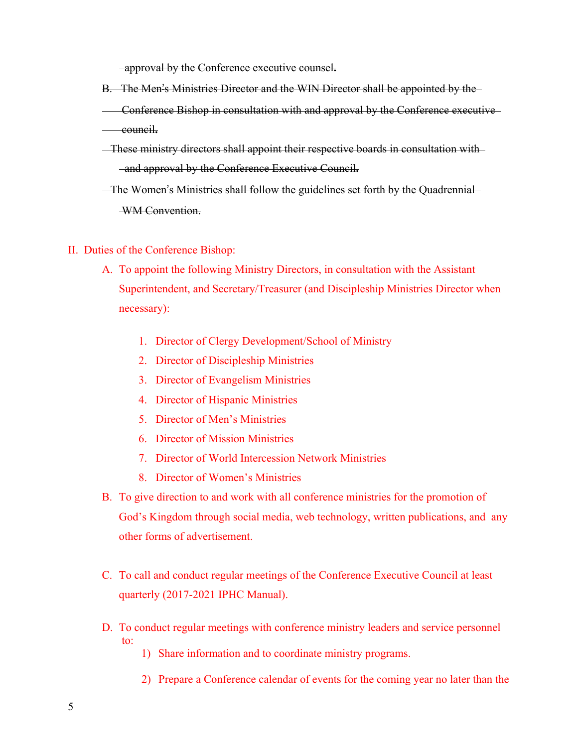~~approval by the Conference executive counsel.~~

~~B. The Men's Ministries Director and the WIN Director shall be appointed by the Conference Bishop in consultation with and approval by the Conference executive council.~~

~~These ministry directors shall appoint their respective boards in consultation with and approval by the Conference Executive Council.~~

~~The Women's Ministries shall follow the guidelines set forth by the Quadrennial WM Convention.~~

II. Duties of the Conference Bishop:

A. To appoint the following Ministry Directors, in consultation with the Assistant Superintendent, and Secretary/Treasurer (and Discipleship Ministries Director when necessary):

1. Director of Clergy Development/School of Ministry
2. Director of Discipleship Ministries
3. Director of Evangelism Ministries
4. Director of Hispanic Ministries
5. Director of Men's Ministries
6. Director of Mission Ministries
7. Director of World Intercession Network Ministries
8. Director of Women's Ministries

B. To give direction to and work with all conference ministries for the promotion of God's Kingdom through social media, web technology, written publications, and any other forms of advertisement.

C. To call and conduct regular meetings of the Conference Executive Council at least quarterly (2017-2021 IPHC Manual).

D. To conduct regular meetings with conference ministry leaders and service personnel to:

1) Share information and to coordinate ministry programs.

2) Prepare a Conference calendar of events for the coming year no later than the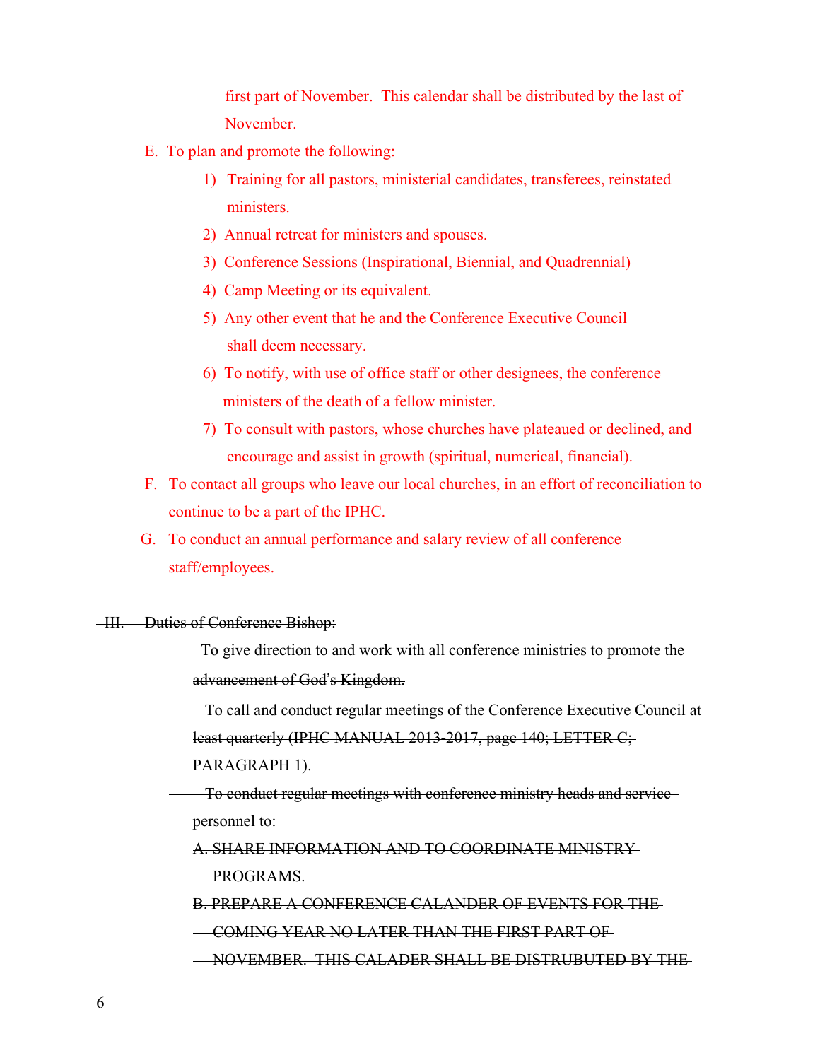first part of November. This calendar shall be distributed by the last of November.

E. To plan and promote the following:

1) Training for all pastors, ministerial candidates, transferees, reinstated ministers.
2) Annual retreat for ministers and spouses.
3) Conference Sessions (Inspirational, Biennial, and Quadrennial)
4) Camp Meeting or its equivalent.
5) Any other event that he and the Conference Executive Council shall deem necessary.
6) To notify, with use of office staff or other designees, the conference ministers of the death of a fellow minister.
7) To consult with pastors, whose churches have plateaued or declined, and encourage and assist in growth (spiritual, numerical, financial).

F. To contact all groups who leave our local churches, in an effort of reconciliation to continue to be a part of the IPHC.

G. To conduct an annual performance and salary review of all conference staff/employees.

~~III. Duties of Conference Bishop:~~

~~To give direction to and work with all conference ministries to promote the advancement of God's Kingdom.~~

~~To call and conduct regular meetings of the Conference Executive Council at least quarterly (IPHC MANUAL 2013-2017, page 140; LETTER C; PARAGRAPH 1).~~

~~To conduct regular meetings with conference ministry heads and service personnel to:~~

~~A. SHARE INFORMATION AND TO COORDINATE MINISTRY PROGRAMS.~~

~~B. PREPARE A CONFERENCE CALANDER OF EVENTS FOR THE COMING YEAR NO LATER THAN THE FIRST PART OF NOVEMBER. THIS CALADER SHALL BE DISTRUBUTED BY THE~~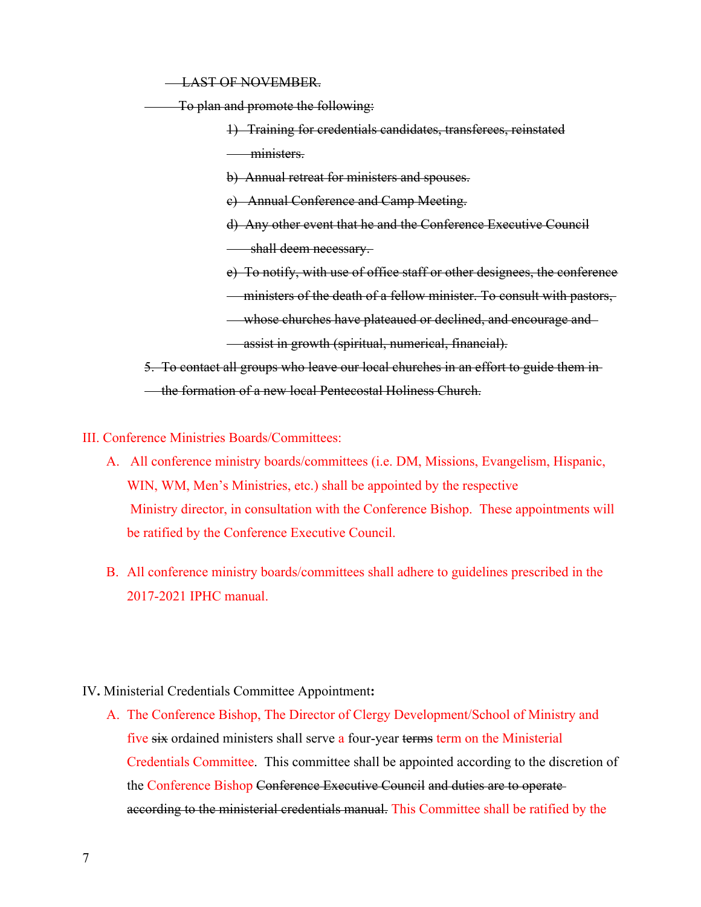~~LAST OF NOVEMBER.~~

~~To plan and promote the following:~~

~~1) Training for credentials candidates, transferees, reinstated ministers.~~

~~b) Annual retreat for ministers and spouses.~~

~~c) Annual Conference and Camp Meeting.~~

~~d) Any other event that he and the Conference Executive Council shall deem necessary.~~

~~e) To notify, with use of office staff or other designees, the conference ministers of the death of a fellow minister. To consult with pastors, whose churches have plateaued or declined, and encourage and assist in growth (spiritual, numerical, financial).~~

~~5. To contact all groups who leave our local churches in an effort to guide them in the formation of a new local Pentecostal Holiness Church.~~

III. Conference Ministries Boards/Committees:

A. All conference ministry boards/committees (i.e. DM, Missions, Evangelism, Hispanic, WIN, WM, Men's Ministries, etc.) shall be appointed by the respective Ministry director, in consultation with the Conference Bishop. These appointments will be ratified by the Conference Executive Council.

B. All conference ministry boards/committees shall adhere to guidelines prescribed in the 2017-2021 IPHC manual.

IV**.** Ministerial Credentials Committee Appointment**:**

A. The Conference Bishop, The Director of Clergy Development/School of Ministry and five ~~six~~ ordained ministers shall serve a four-year ~~terms~~ term on the Ministerial Credentials Committee. This committee shall be appointed according to the discretion of the Conference Bishop ~~Conference Executive Council and duties are to operate according to the ministerial credentials manual.~~ This Committee shall be ratified by the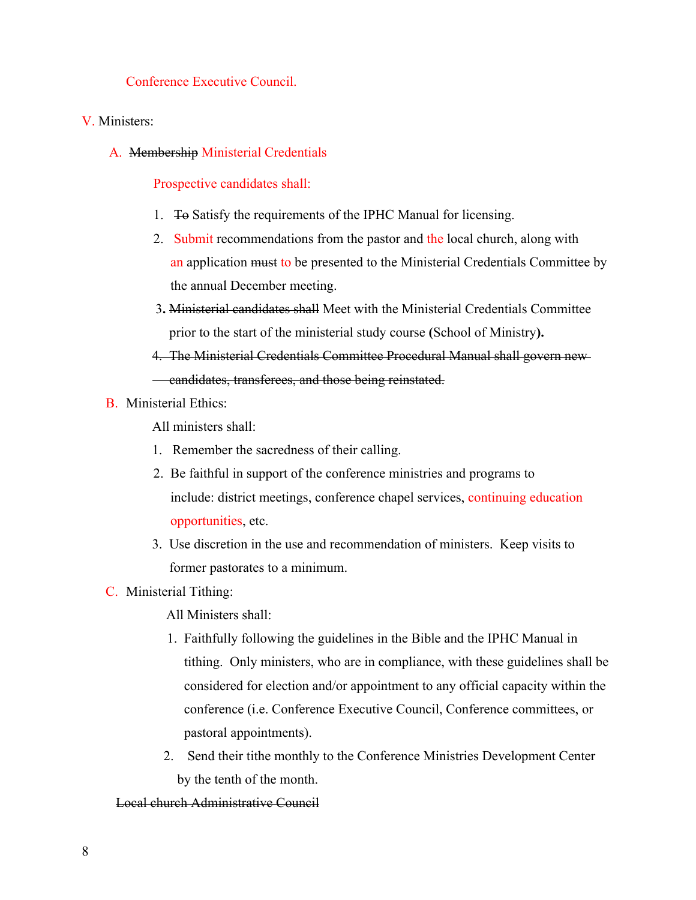Conference Executive Council.

V. Ministers:

A. ~~Membership~~ Ministerial Credentials

Prospective candidates shall:

1. ~~To~~ Satisfy the requirements of the IPHC Manual for licensing.
2. Submit recommendations from the pastor and the local church, along with an application ~~must~~ to be presented to the Ministerial Credentials Committee by the annual December meeting.
3. ~~Ministerial candidates shall~~ Meet with the Ministerial Credentials Committee prior to the start of the ministerial study course (School of Ministry).
4. ~~The Ministerial Credentials Committee Procedural Manual shall govern new candidates, transferees, and those being reinstated.~~

B. Ministerial Ethics:

All ministers shall:

1. Remember the sacredness of their calling.
2. Be faithful in support of the conference ministries and programs to include: district meetings, conference chapel services, continuing education opportunities, etc.
3. Use discretion in the use and recommendation of ministers. Keep visits to former pastorates to a minimum.

C. Ministerial Tithing:

All Ministers shall:

1. Faithfully following the guidelines in the Bible and the IPHC Manual in tithing. Only ministers, who are in compliance, with these guidelines shall be considered for election and/or appointment to any official capacity within the conference (i.e. Conference Executive Council, Conference committees, or pastoral appointments).
2. Send their tithe monthly to the Conference Ministries Development Center by the tenth of the month.

~~Local church Administrative Council~~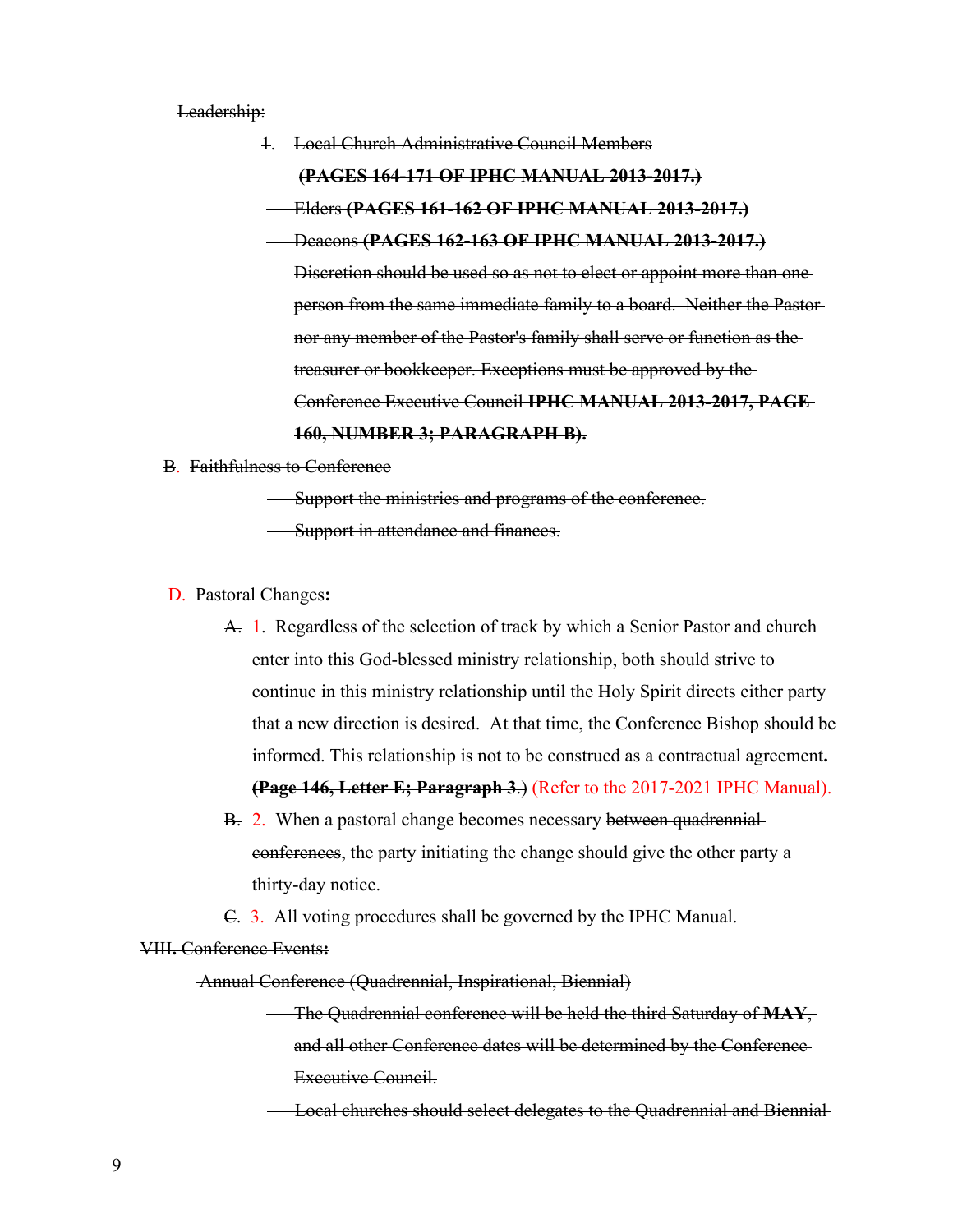~~Leadership:~~

~~1.~~ ~~Local Church Administrative Council Members~~ ~~**(PAGES 164-171 OF IPHC MANUAL 2013-2017.)**~~

~~Elders **(PAGES 161-162 OF IPHC MANUAL 2013-2017.)**~~

~~Deacons **(PAGES 162-163 OF IPHC MANUAL 2013-2017.)**~~

~~Discretion should be used so as not to elect or appoint more than one person from the same immediate family to a board. Neither the Pastor nor any member of the Pastor's family shall serve or function as the treasurer or bookkeeper. Exceptions must be approved by the Conference Executive Council **IPHC MANUAL 2013-2017, PAGE 160, NUMBER 3; PARAGRAPH B).**~~

B. ~~Faithfulness to Conference~~

~~Support the ministries and programs of the conference.~~

~~Support in attendance and finances.~~

D. Pastoral Changes**:**

~~A.~~ 1. Regardless of the selection of track by which a Senior Pastor and church enter into this God-blessed ministry relationship, both should strive to continue in this ministry relationship until the Holy Spirit directs either party that a new direction is desired. At that time, the Conference Bishop should be informed. This relationship is not to be construed as a contractual agreement**.** ~~**(Page 146, Letter E; Paragraph 3**.)~~ (Refer to the 2017-2021 IPHC Manual).

~~B.~~ 2. When a pastoral change becomes necessary ~~between quadrennial conferences~~, the party initiating the change should give the other party a thirty-day notice.

~~C.~~ 3. All voting procedures shall be governed by the IPHC Manual.

~~VIII. Conference Events:~~

~~Annual Conference (Quadrennial, Inspirational, Biennial)~~

~~The Quadrennial conference will be held the third Saturday of **MAY**, and all other Conference dates will be determined by the Conference Executive Council.~~

~~Local churches should select delegates to the Quadrennial and Biennial~~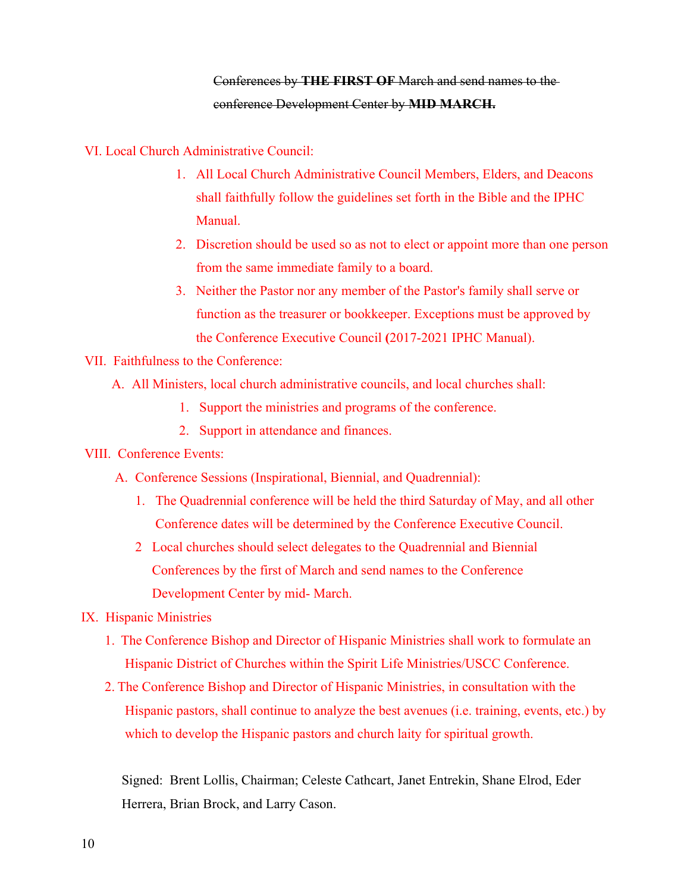~~Conferences by **THE FIRST OF** March and send names to the conference Development Center by **MID MARCH.**~~

VI. Local Church Administrative Council:

1. All Local Church Administrative Council Members, Elders, and Deacons shall faithfully follow the guidelines set forth in the Bible and the IPHC Manual.
2. Discretion should be used so as not to elect or appoint more than one person from the same immediate family to a board.
3. Neither the Pastor nor any member of the Pastor's family shall serve or function as the treasurer or bookkeeper. Exceptions must be approved by the Conference Executive Council **(**2017-2021 IPHC Manual).

VII. Faithfulness to the Conference:

A. All Ministers, local church administrative councils, and local churches shall:

1. Support the ministries and programs of the conference.
2. Support in attendance and finances.

VIII. Conference Events:

A. Conference Sessions (Inspirational, Biennial, and Quadrennial):

1. The Quadrennial conference will be held the third Saturday of May, and all other Conference dates will be determined by the Conference Executive Council.
2. Local churches should select delegates to the Quadrennial and Biennial Conferences by the first of March and send names to the Conference Development Center by mid- March.

IX. Hispanic Ministries

1. The Conference Bishop and Director of Hispanic Ministries shall work to formulate an Hispanic District of Churches within the Spirit Life Ministries/USCC Conference.
2. The Conference Bishop and Director of Hispanic Ministries, in consultation with the Hispanic pastors, shall continue to analyze the best avenues (i.e. training, events, etc.) by which to develop the Hispanic pastors and church laity for spiritual growth.

Signed: Brent Lollis, Chairman; Celeste Cathcart, Janet Entrekin, Shane Elrod, Eder Herrera, Brian Brock, and Larry Cason.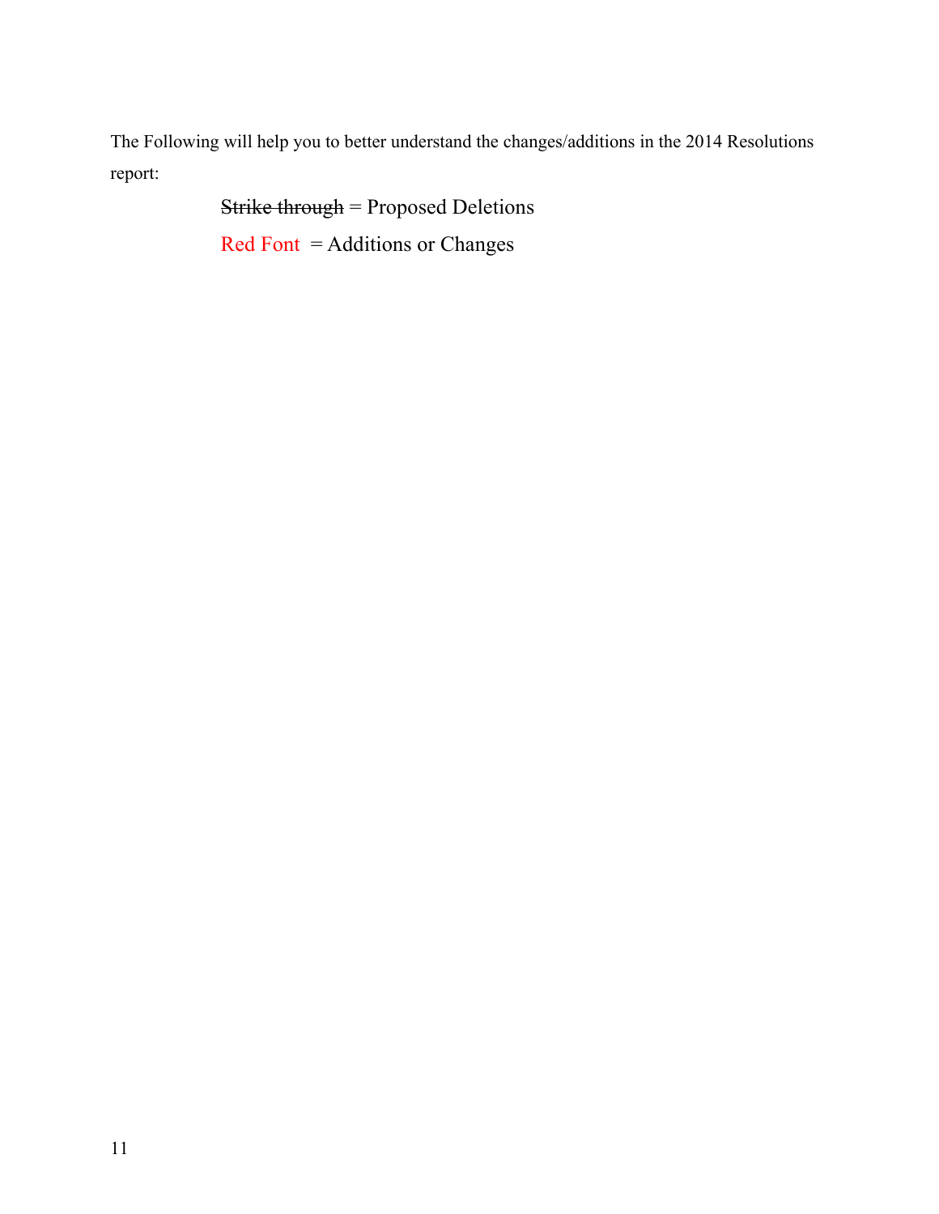The Following will help you to better understand the changes/additions in the 2014 Resolutions report:

~~Strike through~~ = Proposed Deletions

Red Font = Additions or Changes